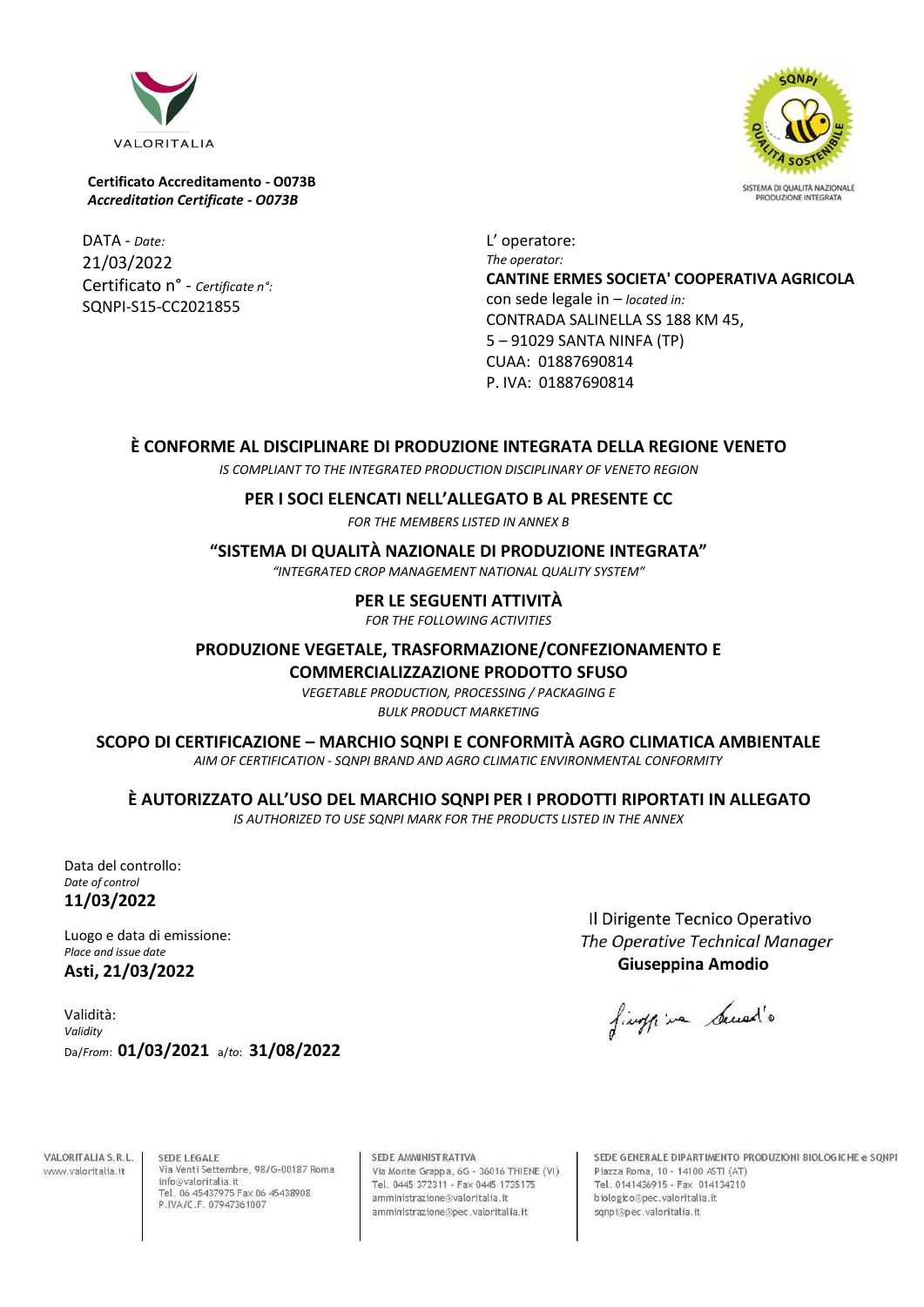VALORITALIA

**Certificato Accreditamento - O073B**
***Accreditation Certificate - O073B***

SQNPI – QUALITÀ SOSTENIBILE
SISTEMA DI QUALITÀ NAZIONALE PRODUZIONE INTEGRATA

DATA - *Date:*
21/03/2022
Certificato n° - *Certificate n°:*
SQNPI-S15-CC2021855

L' operatore:
*The operator:*
**CANTINE ERMES SOCIETA' COOPERATIVA AGRICOLA**
con sede legale in – *located in:*
CONTRADA SALINELLA SS 188 KM 45,
5 – 91029 SANTA NINFA (TP)
CUAA: 01887690814
P. IVA: 01887690814

**È CONFORME AL DISCIPLINARE DI PRODUZIONE INTEGRATA DELLA REGIONE VENETO**
*IS COMPLIANT TO THE INTEGRATED PRODUCTION DISCIPLINARY OF VENETO REGION*

**PER I SOCI ELENCATI NELL'ALLEGATO B AL PRESENTE CC**
*FOR THE MEMBERS LISTED IN ANNEX B*

**"SISTEMA DI QUALITÀ NAZIONALE DI PRODUZIONE INTEGRATA"**
*"INTEGRATED CROP MANAGEMENT NATIONAL QUALITY SYSTEM"*

**PER LE SEGUENTI ATTIVITÀ**
*FOR THE FOLLOWING ACTIVITIES*

**PRODUZIONE VEGETALE, TRASFORMAZIONE/CONFEZIONAMENTO E COMMERCIALIZZAZIONE PRODOTTO SFUSO**
*VEGETABLE PRODUCTION, PROCESSING / PACKAGING E BULK PRODUCT MARKETING*

**SCOPO DI CERTIFICAZIONE – MARCHIO SQNPI E CONFORMITÀ AGRO CLIMATICA AMBIENTALE**
*AIM OF CERTIFICATION - SQNPI BRAND AND AGRO CLIMATIC ENVIRONMENTAL CONFORMITY*

**È AUTORIZZATO ALL'USO DEL MARCHIO SQNPI PER I PRODOTTI RIPORTATI IN ALLEGATO**
*IS AUTHORIZED TO USE SQNPI MARK FOR THE PRODUCTS LISTED IN THE ANNEX*

Data del controllo:
*Date of control*
**11/03/2022**

Luogo e data di emissione:
*Place and issue date*
**Asti, 21/03/2022**

Validità:
*Validity*
Da/*From*: **01/03/2021** a/*to*: **31/08/2022**

Il Dirigente Tecnico Operativo
*The Operative Technical Manager*
**Giuseppina Amodio**

VALORITALIA S.R.L.
www.valoritalia.it

SEDE LEGALE
Via Venti Settembre, 98/G-00187 Roma
info@valoritalia.it
Tel. 06 45437975 Fax 06 45438908
P.IVA/C.F. 07947361007

SEDE AMMINISTRATIVA
Via Monte Grappa, 6G - 36016 THIENE (VI)
Tel. 0445 372311 - Fax 0445 1735175
amministrazione@valoritalia.it
amministrazione@pec.valoritalia.it

SEDE GENERALE DIPARTIMENTO PRODUZIONI BIOLOGICHE e SQNPI
Piazza Roma, 10 - 14100 ASTI (AT)
Tel. 0141436915 - Fax 014134210
biologico@pec.valoritalia.it
sqnpi@pec.valoritalia.it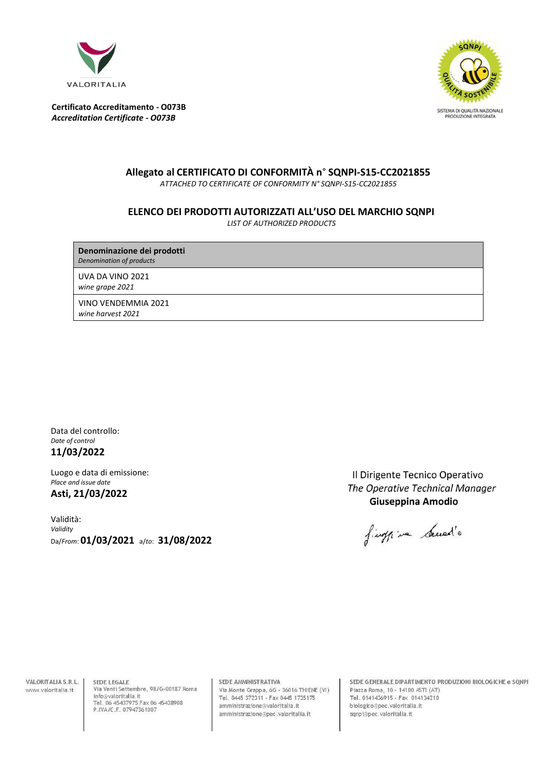VALORITALIA

**Certificato Accreditamento - O073B**
***Accreditation Certificate - O073B***

SQNPI QUALITÀ SOSTENIBILE
SISTEMA DI QUALITÀ NAZIONALE PRODUZIONE INTEGRATA

## Allegato al CERTIFICATO DI CONFORMITÀ n° SQNPI-S15-CC2021855

*ATTACHED TO CERTIFICATE OF CONFORMITY N° SQNPI-S15-CC2021855*

## ELENCO DEI PRODOTTI AUTORIZZATI ALL'USO DEL MARCHIO SQNPI

*LIST OF AUTHORIZED PRODUCTS*

| **Denominazione dei prodotti** *Denomination of products* |
| --- |
| UVA DA VINO 2021 *wine grape 2021* |
| VINO VENDEMMIA 2021 *wine harvest 2021* |

Data del controllo:
*Date of control*
**11/03/2022**

Luogo e data di emissione:
*Place and issue date*
**Asti, 21/03/2022**

Validità:
*Validity*
Da/*From*: **01/03/2021** a/*to*: **31/08/2022**

Il Dirigente Tecnico Operativo
*The Operative Technical Manager*
**Giuseppina Amodio**

VALORITALIA S.R.L.
www.valoritalia.it

SEDE LEGALE
Via Venti Settembre, 98/G-00187 Roma
info@valoritalia.it
Tel. 06 45437975 Fax 06 45438908
P.IVA/C.F. 07947361007

SEDE AMMINISTRATIVA
Via Monte Grappa, 6G - 36016 THIENE (VI)
Tel. 0445 372311 - Fax 0445 1735175
amministrazione@valoritalia.it
amministrazione@pec.valoritalia.it

SEDE GENERALE DIPARTIMENTO PRODUZIONI BIOLOGICHE e SQNPI
Piazza Roma, 10 - 14100 ASTI (AT)
Tel. 0141436915 - Fax 014134210
biologico@pec.valoritalia.it
sqnpi@pec.valoritalia.it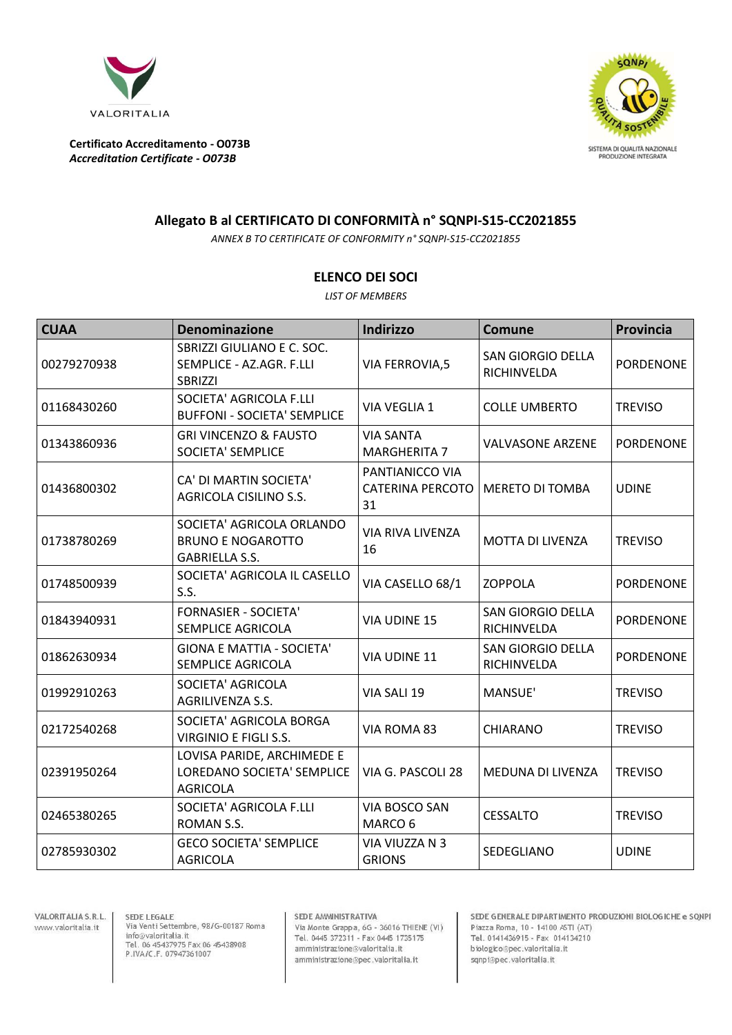**Certificato Accreditamento - O073B**
*Accreditation Certificate - O073B*

SISTEMA DI QUALITÀ NAZIONALE PRODUZIONE INTEGRATA

## Allegato B al CERTIFICATO DI CONFORMITÀ n° SQNPI-S15-CC2021855

*ANNEX B TO CERTIFICATE OF CONFORMITY n° SQNPI-S15-CC2021855*

### ELENCO DEI SOCI

*LIST OF MEMBERS*

| CUAA | Denominazione | Indirizzo | Comune | Provincia |
|---|---|---|---|---|
| 00279270938 | SBRIZZI GIULIANO E C. SOC. SEMPLICE - AZ.AGR. F.LLI SBRIZZI | VIA FERROVIA,5 | SAN GIORGIO DELLA RICHINVELDA | PORDENONE |
| 01168430260 | SOCIETA' AGRICOLA F.LLI BUFFONI - SOCIETA' SEMPLICE | VIA VEGLIA 1 | COLLE UMBERTO | TREVISO |
| 01343860936 | GRI VINCENZO & FAUSTO SOCIETA' SEMPLICE | VIA SANTA MARGHERITA 7 | VALVASONE ARZENE | PORDENONE |
| 01436800302 | CA' DI MARTIN SOCIETA' AGRICOLA CISILINO S.S. | PANTIANICCO VIA CATERINA PERCOTO 31 | MERETO DI TOMBA | UDINE |
| 01738780269 | SOCIETA' AGRICOLA ORLANDO BRUNO E NOGAROTTO GABRIELLA S.S. | VIA RIVA LIVENZA 16 | MOTTA DI LIVENZA | TREVISO |
| 01748500939 | SOCIETA' AGRICOLA IL CASELLO S.S. | VIA CASELLO 68/1 | ZOPPOLA | PORDENONE |
| 01843940931 | FORNASIER - SOCIETA' SEMPLICE AGRICOLA | VIA UDINE 15 | SAN GIORGIO DELLA RICHINVELDA | PORDENONE |
| 01862630934 | GIONA E MATTIA - SOCIETA' SEMPLICE AGRICOLA | VIA UDINE 11 | SAN GIORGIO DELLA RICHINVELDA | PORDENONE |
| 01992910263 | SOCIETA' AGRICOLA AGRILIVENZA S.S. | VIA SALI 19 | MANSUE' | TREVISO |
| 02172540268 | SOCIETA' AGRICOLA BORGA VIRGINIO E FIGLI S.S. | VIA ROMA 83 | CHIARANO | TREVISO |
| 02391950264 | LOVISA PARIDE, ARCHIMEDE E LOREDANO SOCIETA' SEMPLICE AGRICOLA | VIA G. PASCOLI 28 | MEDUNA DI LIVENZA | TREVISO |
| 02465380265 | SOCIETA' AGRICOLA F.LLI ROMAN S.S. | VIA BOSCO SAN MARCO 6 | CESSALTO | TREVISO |
| 02785930302 | GECO SOCIETA' SEMPLICE AGRICOLA | VIA VIUZZA N 3 GRIONS | SEDEGLIANO | UDINE |

VALORITALIA S.R.L. www.valoritalia.it

SEDE LEGALE
Via Venti Settembre, 98/G-00187 Roma
info@valoritalia.it
Tel. 06 45437975 Fax 06 45438908
P.IVA/C.F. 07947361007

SEDE AMMINISTRATIVA
Via Monte Grappa, 6G - 36016 THIENE (VI)
Tel. 0445 372311 - Fax 0445 1735175
amministrazione@valoritalia.it
amministrazione@pec.valoritalia.it

SEDE GENERALE DIPARTIMENTO PRODUZIONI BIOLOGICHE e SQNPI
Piazza Roma, 10 - 14100 ASTI (AT)
Tel. 0141436915 - Fax 014134210
biologico@pec.valoritalia.it
sqnpi@pec.valoritalia.it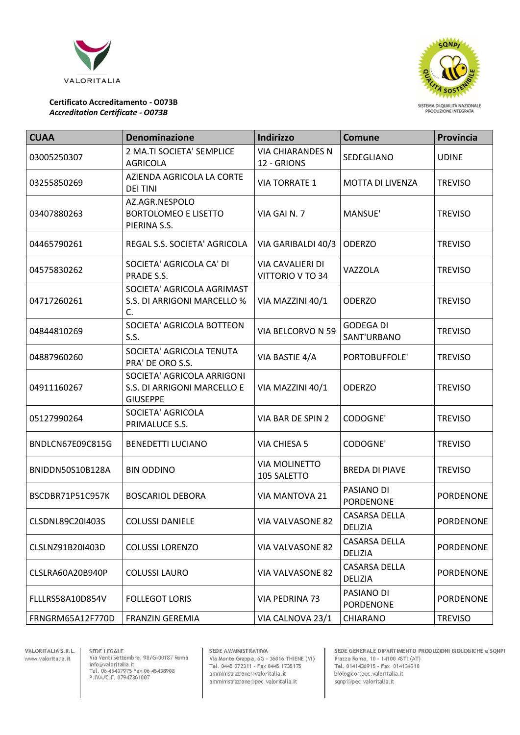**Certificato Accreditamento - O073B**
***Accreditation Certificate - O073B***

| CUAA | Denominazione | Indirizzo | Comune | Provincia |
|---|---|---|---|---|
| 03005250307 | 2 MA.TI SOCIETA' SEMPLICE AGRICOLA | VIA CHIARANDES N 12 - GRIONS | SEDEGLIANO | UDINE |
| 03255850269 | AZIENDA AGRICOLA LA CORTE DEI TINI | VIA TORRATE 1 | MOTTA DI LIVENZA | TREVISO |
| 03407880263 | AZ.AGR.NESPOLO BORTOLOMEO E LISETTO PIERINA S.S. | VIA GAI N. 7 | MANSUE' | TREVISO |
| 04465790261 | REGAL S.S. SOCIETA' AGRICOLA | VIA GARIBALDI 40/3 | ODERZO | TREVISO |
| 04575830262 | SOCIETA' AGRICOLA CA' DI PRADE S.S. | VIA CAVALIERI DI VITTORIO V TO 34 | VAZZOLA | TREVISO |
| 04717260261 | SOCIETA' AGRICOLA AGRIMAST S.S. DI ARRIGONI MARCELLO % C. | VIA MAZZINI 40/1 | ODERZO | TREVISO |
| 04844810269 | SOCIETA' AGRICOLA BOTTEON S.S. | VIA BELCORVO N 59 | GODEGA DI SANT'URBANO | TREVISO |
| 04887960260 | SOCIETA' AGRICOLA TENUTA PRA' DE ORO S.S. | VIA BASTIE 4/A | PORTOBUFFOLE' | TREVISO |
| 04911160267 | SOCIETA' AGRICOLA ARRIGONI S.S. DI ARRIGONI MARCELLO E GIUSEPPE | VIA MAZZINI 40/1 | ODERZO | TREVISO |
| 05127990264 | SOCIETA' AGRICOLA PRIMALUCE S.S. | VIA BAR DE SPIN 2 | CODOGNE' | TREVISO |
| BNDLCN67E09C815G | BENEDETTI LUCIANO | VIA CHIESA 5 | CODOGNE' | TREVISO |
| BNIDDN50S10B128A | BIN ODDINO | VIA MOLINETTO 105 SALETTO | BREDA DI PIAVE | TREVISO |
| BSCDBR71P51C957K | BOSCARIOL DEBORA | VIA MANTOVA 21 | PASIANO DI PORDENONE | PORDENONE |
| CLSDNL89C20I403S | COLUSSI DANIELE | VIA VALVASONE 82 | CASARSA DELLA DELIZIA | PORDENONE |
| CLSLNZ91B20I403D | COLUSSI LORENZO | VIA VALVASONE 82 | CASARSA DELLA DELIZIA | PORDENONE |
| CLSLRA60A20B940P | COLUSSI LAURO | VIA VALVASONE 82 | CASARSA DELLA DELIZIA | PORDENONE |
| FLLLRS58A10D854V | FOLLEGOT LORIS | VIA PEDRINA 73 | PASIANO DI PORDENONE | PORDENONE |
| FRNGRM65A12F770D | FRANZIN GEREMIA | VIA CALNOVA 23/1 | CHIARANO | TREVISO |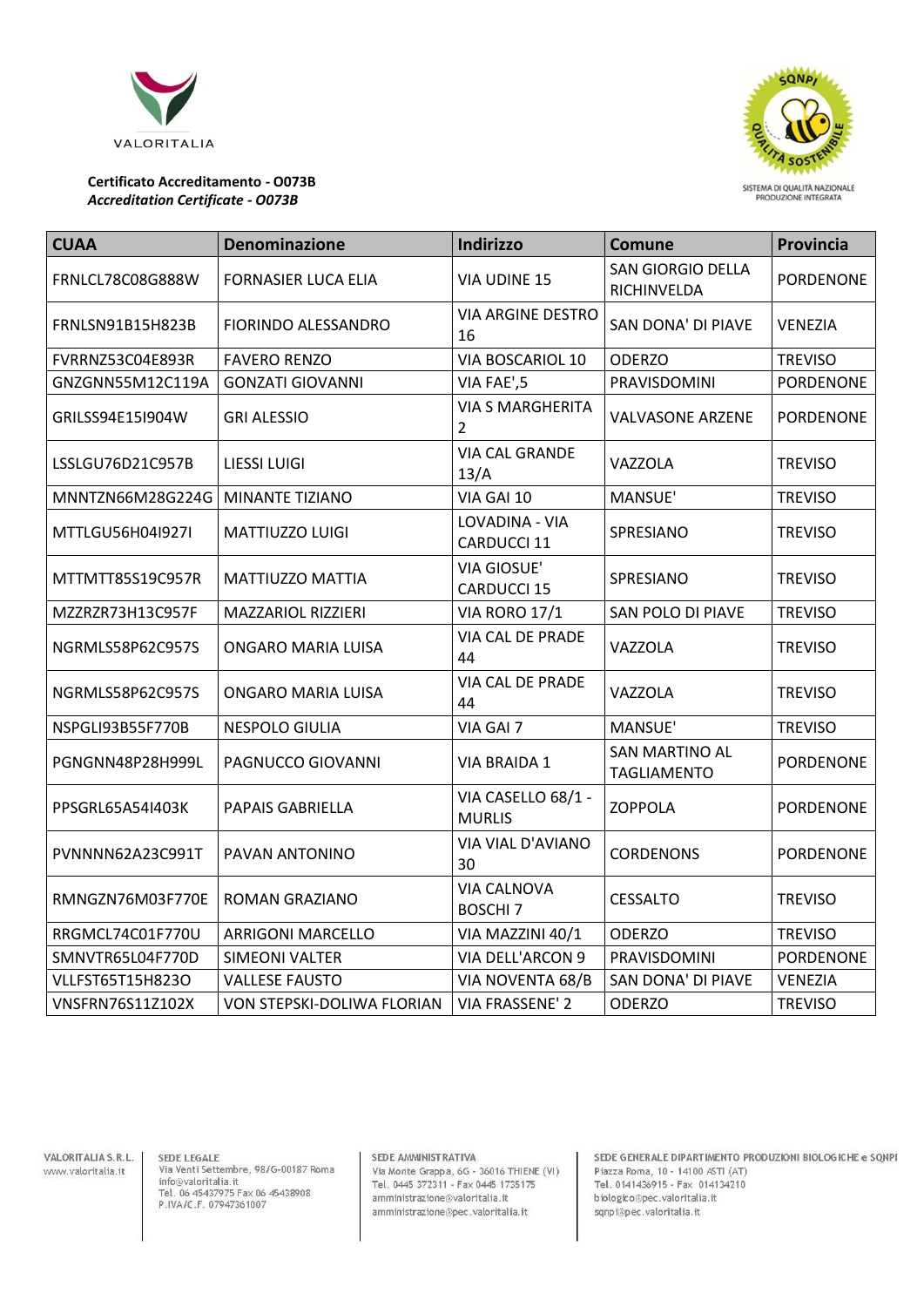VALORITALIA

**Certificato Accreditamento - O073B**
***Accreditation Certificate - O073B***

SQNPI QUALITÀ SOSTENIBILE
SISTEMA DI QUALITÀ NAZIONALE PRODUZIONE INTEGRATA

| CUAA | Denominazione | Indirizzo | Comune | Provincia |
|---|---|---|---|---|
| FRNLCL78C08G888W | FORNASIER LUCA ELIA | VIA UDINE 15 | SAN GIORGIO DELLA RICHINVELDA | PORDENONE |
| FRNLSN91B15H823B | FIORINDO ALESSANDRO | VIA ARGINE DESTRO 16 | SAN DONA' DI PIAVE | VENEZIA |
| FVRRNZ53C04E893R | FAVERO RENZO | VIA BOSCARIOL 10 | ODERZO | TREVISO |
| GNZGNN55M12C119A | GONZATI GIOVANNI | VIA FAE',5 | PRAVISDOMINI | PORDENONE |
| GRILSS94E15I904W | GRI ALESSIO | VIA S MARGHERITA 2 | VALVASONE ARZENE | PORDENONE |
| LSSLGU76D21C957B | LIESSI LUIGI | VIA CAL GRANDE 13/A | VAZZOLA | TREVISO |
| MNNTZN66M28G224G | MINANTE TIZIANO | VIA GAI 10 | MANSUE' | TREVISO |
| MTTLGU56H04I927I | MATTIUZZO LUIGI | LOVADINA - VIA CARDUCCI 11 | SPRESIANO | TREVISO |
| MTTMTT85S19C957R | MATTIUZZO MATTIA | VIA GIOSUE' CARDUCCI 15 | SPRESIANO | TREVISO |
| MZZRZR73H13C957F | MAZZARIOL RIZZIERI | VIA RORO 17/1 | SAN POLO DI PIAVE | TREVISO |
| NGRMLS58P62C957S | ONGARO MARIA LUISA | VIA CAL DE PRADE 44 | VAZZOLA | TREVISO |
| NGRMLS58P62C957S | ONGARO MARIA LUISA | VIA CAL DE PRADE 44 | VAZZOLA | TREVISO |
| NSPGLI93B55F770B | NESPOLO GIULIA | VIA GAI 7 | MANSUE' | TREVISO |
| PGNGNN48P28H999L | PAGNUCCO GIOVANNI | VIA BRAIDA 1 | SAN MARTINO AL TAGLIAMENTO | PORDENONE |
| PPSGRL65A54I403K | PAPAIS GABRIELLA | VIA CASELLO 68/1 - MURLIS | ZOPPOLA | PORDENONE |
| PVNNNN62A23C991T | PAVAN ANTONINO | VIA VIAL D'AVIANO 30 | CORDENONS | PORDENONE |
| RMNGZN76M03F770E | ROMAN GRAZIANO | VIA CALNOVA BOSCHI 7 | CESSALTO | TREVISO |
| RRGMCL74C01F770U | ARRIGONI MARCELLO | VIA MAZZINI 40/1 | ODERZO | TREVISO |
| SMNVTR65L04F770D | SIMEONI VALTER | VIA DELL'ARCON 9 | PRAVISDOMINI | PORDENONE |
| VLLFST65T15H823O | VALLESE FAUSTO | VIA NOVENTA 68/B | SAN DONA' DI PIAVE | VENEZIA |
| VNSFRN76S11Z102X | VON STEPSKI-DOLIWA FLORIAN | VIA FRASSENE' 2 | ODERZO | TREVISO |